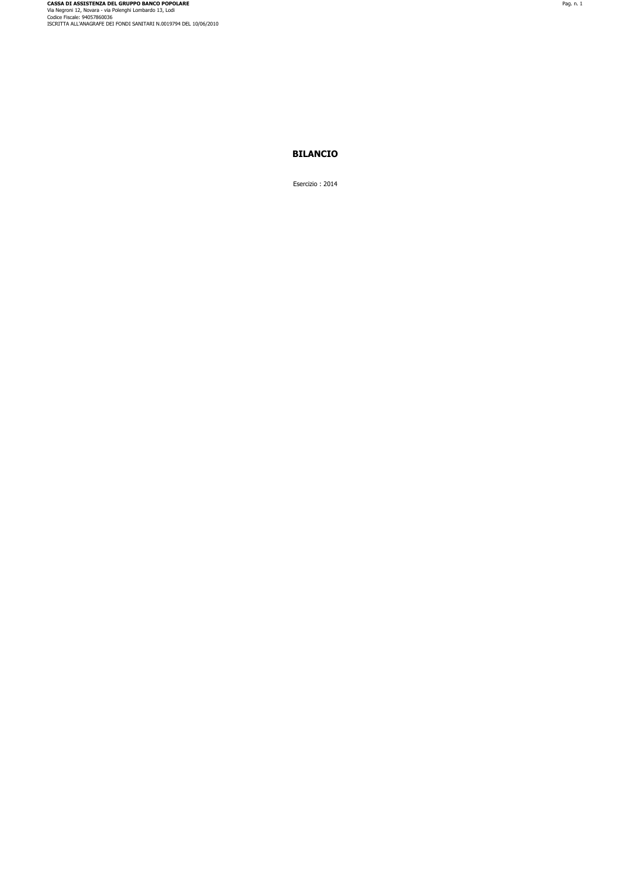**CASSA DI ASSISTENZA DEL GRUPPO BANCO POPOLARE**
Via Negroni 12, Novara - via Polenghi Lombardo 13, Lodi
Codice Fiscale: 94057860036
ISCRITTA ALL'ANAGRAFE DEI FONDI SANITARI N.0019794 DEL 10/06/2010

# BILANCIO

Esercizio : 2014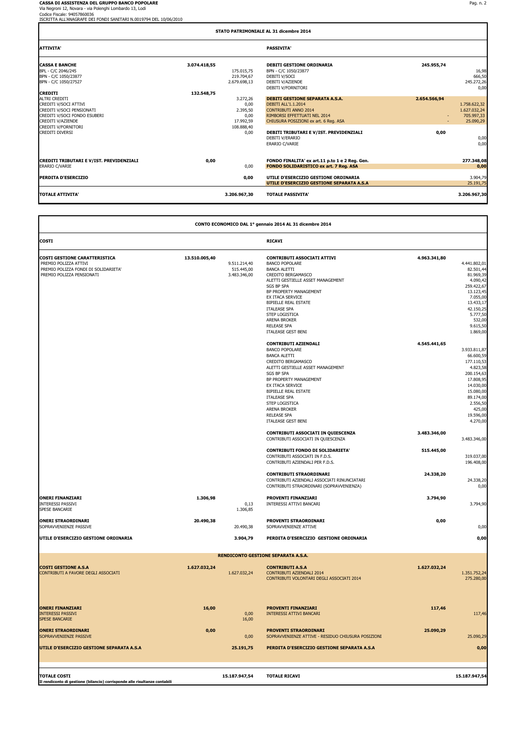**CASSA DI ASSISTENZA DEL GRUPPO BANCO POPOLARE**
Via Negroni 12, Novara - via Polenghi Lombardo 13, Lodi
Codice Fiscale: 94057860036
ISCRITTA ALL'ANAGRAFE DEI FONDI SANITARI N.0019794 DEL 10/06/2010

## STATO PATRIMONIALE AL 31 dicembre 2014

| ATTIVITA' | | | PASSIVITA' | | |
|---|---|---|---|---|---|
| **CASSA E BANCHE** | **3.074.418,55** | | **DEBITI GESTIONE ORDINARIA** | **245.955,74** | |
| BPL - C/C 2046/245 | | 175.015,75 | BPN - C/C 1050/23877 | | 16,98 |
| BPN - C/C 1050/23877 | | 219.704,67 | DEBITI V/SOCI | | 666,50 |
| BPN - C/C 1050/27527 | | 2.679.698,13 | DEBITI V/AZIENDE | | 245.272,26 |
| | | | DEBITI V/FORNITORI | | 0,00 |
| **CREDITI** | **132.548,75** | | | | |
| ALTRI CREDITI | | 3.272,26 | **DEBITI GESTIONE SEPARATA A.S.A.** | **2.654.566,94** | |
| CREDITI V/SOCI ATTIVI | | 0,00 | DEBITI ALL'1.1.2014 | | 1.758.622,32 |
| CREDITI V/SOCI PENSIONATI | | 2.395,50 | CONTRIBUTI ANNO 2014 | | 1.627.032,24 |
| CREDITI V/SOCI FONDO ESUBERI | | 0,00 | RIMBORSI EFFETTUATI NEL 2014 | - | 705.997,33 |
| CREDITI V/AZIENDE | | 17.992,59 | CHIUSURA POSIZIONI ex art. 6 Reg. ASA | - | 25.090,29 |
| CREDITI V/FORNITORI | | 108.888,40 | | | |
| CREDITI DIVERSI | | 0,00 | **DEBITI TRIBUTARI E V/IST. PREVIDENZIALI** | **0,00** | |
| | | | DEBITI V/ERARIO | | 0,00 |
| | | | ERARIO C/VARIE | | 0,00 |
| **CREDITI TRIBUTARI E V/IST. PREVIDENZIALI** | **0,00** | | **FONDO FINALITA' ex art.11 p.to 1 e 2 Reg. Gen.** | | **277.348,08** |
| ERARIO C/VARIE | | 0,00 | **FONDO SOLIDARISTICO ex art. 7 Reg. ASA** | | **0,00** |
| **PERDITA D'ESERCIZIO** | | **0,00** | **UTILE D'ESERCIZIO GESTIONE ORDINARIA** | | 3.904,79 |
| | | | **UTILE D'ESERCIZIO GESTIONE SEPARATA A.S.A** | | 25.191,75 |
| **TOTALE ATTIVITA'** | | **3.206.967,30** | **TOTALE PASSIVITA'** | | **3.206.967,30** |

## CONTO ECONOMICO DAL 1° gennaio 2014 AL 31 dicembre 2014

| COSTI | | | RICAVI | | |
|---|---|---|---|---|---|
| **COSTI GESTIONE CARATTERISTICA** | **13.510.005,40** | | **CONTRIBUTI ASSOCIATI ATTIVI** | **4.963.341,80** | |
| PREMIO POLIZZA ATTIVI | | 9.511.214,40 | BANCO POPOLARE | | 4.441.802,01 |
| PREMIO POLIZZA FONDI DI SOLIDARIETA' | | 515.445,00 | BANCA ALETTI | | 82.501,44 |
| PREMIO POLIZZA PENSIONATI | | 3.483.346,00 | CREDITO BERGAMASCO | | 81.969,39 |
| | | | ALETTI GESTIELLE ASSET MANAGEMENT | | 4.090,42 |
| | | | SGS BP SPA | | 259.422,67 |
| | | | BP PROPERTY MANAGEMENT | | 13.123,45 |
| | | | EX ITACA SERVICE | | 7.055,00 |
| | | | BIPIELLE REAL ESTATE | | 13.433,17 |
| | | | ITALEASE SPA | | 42.150,25 |
| | | | STEP LOGISTICA | | 5.777,50 |
| | | | ARENA BROKER | | 532,00 |
| | | | RELEASE SPA | | 9.615,50 |
| | | | ITALEASE GEST BENI | | 1.869,00 |
| | | | **CONTRIBUTI AZIENDALI** | **4.545.441,65** | |
| | | | BANCO POPOLARE | | 3.933.811,87 |
| | | | BANCA ALETTI | | 66.600,59 |
| | | | CREDITO BERGAMASCO | | 177.110,53 |
| | | | ALETTI GESTIELLE ASSET MANAGEMENT | | 4.823,58 |
| | | | SGS BP SPA | | 200.154,63 |
| | | | BP PROPERTY MANAGEMENT | | 17.808,95 |
| | | | EX ITACA SERVICE | | 14.030,00 |
| | | | BIPIELLE REAL ESTATE | | 15.080,00 |
| | | | ITALEASE SPA | | 89.174,00 |
| | | | STEP LOGISTICA | | 2.556,50 |
| | | | ARENA BROKER | | 425,00 |
| | | | RELEASE SPA | | 19.596,00 |
| | | | ITALEASE GEST BENI | | 4.270,00 |
| | | | **CONTRIBUTI ASSOCIATI IN QUIESCENZA** | **3.483.346,00** | |
| | | | CONTRIBUTI ASSOCIATI IN QUIESCENZA | | 3.483.346,00 |
| | | | **CONTRIBUTI FONDO DI SOLIDARIETA'** | **515.445,00** | |
| | | | CONTRIBUTI ASSOCIATI IN F.D.S. | | 319.037,00 |
| | | | CONTRIBUTI AZIENDALI PER F.D.S. | | 196.408,00 |
| | | | **CONTRIBUTI STRAORDINARI** | **24.338,20** | |
| | | | CONTRIBUTI AZIENDALI ASSOCIATI RINUNCIATARI | | 24.338,20 |
| | | | CONTRIBUTI STRAORDINARI (SOPRAVVENIENZA) | | 0,00 |
| **ONERI FINANZIARI** | **1.306,98** | | **PROVENTI FINANZIARI** | **3.794,90** | |
| INTERESSI PASSIVI | | 0,13 | INTERESSI ATTIVI BANCARI | | 3.794,90 |
| SPESE BANCARIE | | 1.306,85 | | | |
| **ONERI STRAORDINARI** | **20.490,38** | | **PROVENTI STRAORDINARI** | **0,00** | |
| SOPRAVVENIENZE PASSIVE | | 20.490,38 | SOPRAVVENIENZE ATTIVE | | 0,00 |
| **UTILE D'ESERCIZIO GESTIONE ORDINARIA** | | **3.904,79** | **PERDITA D'ESERCIZIO GESTIONE ORDINARIA** | | **0,00** |
| **RENDICONTO GESTIONE SEPARATA A.S.A.** | | | | | |
| **COSTI GESTIONE A.S.A** | **1.627.032,24** | | **CONTRIBUTI A.S.A** | **1.627.032,24** | |
| CONTRIBUTI A FAVORE DEGLI ASSOCIATI | | 1.627.032,24 | CONTRIBUTI AZIENDALI 2014 | | 1.351.752,24 |
| | | | CONTRIBUTI VOLONTARI DEGLI ASSOCIATI 2014 | | 275.280,00 |
| **ONERI FINANZIARI** | **16,00** | | **PROVENTI FINANZIARI** | **117,46** | |
| INTERESSI PASSIVI | | 0,00 | INTERESSI ATTIVI BANCARI | | 117,46 |
| SPESE BANCARIE | | 16,00 | | | |
| **ONERI STRAORDINARI** | **0,00** | | **PROVENTI STRAORDINARI** | **25.090,29** | |
| SOPRAVVENIENZE PASSIVE | | 0,00 | SOPRAVVENIENZE ATTIVE - RESIDUO CHIUSURA POSIZIONI | | 25.090,29 |
| **UTILE D'ESERCIZIO GESTIONE SEPARATA A.S.A** | | **25.191,75** | **PERDITA D'ESERCIZIO GESTIONE SEPARATA A.S.A** | | **0,00** |
| **TOTALE COSTI** | | **15.187.947,54** | **TOTALE RICAVI** | | **15.187.947,54** |

**Il rendiconto di gestione (bilancio) corrisponde alle risultanze contabili**